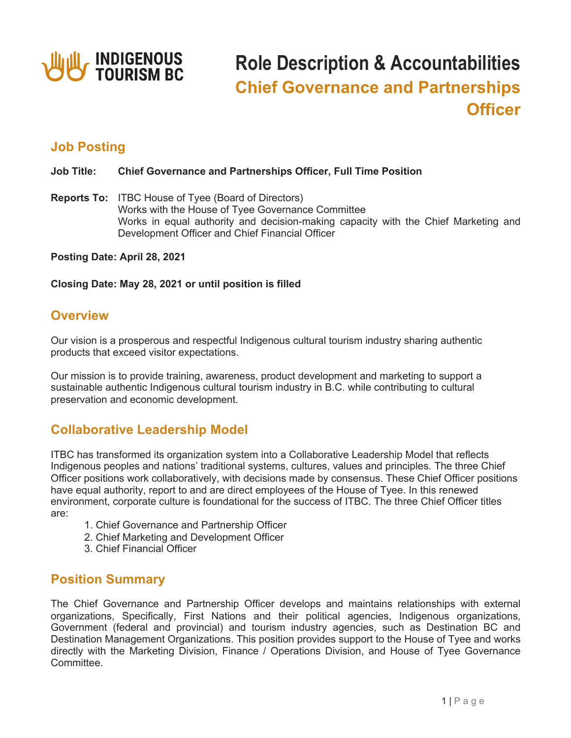INDIGENOUS TOURISM BC

# Role Description & Accountabilities

## Chief Governance and Partnerships Officer

## Job Posting

**Job Title:** **Chief Governance and Partnerships Officer, Full Time Position**

**Reports To:** ITBC House of Tyee (Board of Directors)
Works with the House of Tyee Governance Committee
Works in equal authority and decision-making capacity with the Chief Marketing and Development Officer and Chief Financial Officer

**Posting Date: April 28, 2021**

**Closing Date: May 28, 2021 or until position is filled**

## Overview

Our vision is a prosperous and respectful Indigenous cultural tourism industry sharing authentic products that exceed visitor expectations.

Our mission is to provide training, awareness, product development and marketing to support a sustainable authentic Indigenous cultural tourism industry in B.C. while contributing to cultural preservation and economic development.

## Collaborative Leadership Model

ITBC has transformed its organization system into a Collaborative Leadership Model that reflects Indigenous peoples and nations' traditional systems, cultures, values and principles. The three Chief Officer positions work collaboratively, with decisions made by consensus. These Chief Officer positions have equal authority, report to and are direct employees of the House of Tyee. In this renewed environment, corporate culture is foundational for the success of ITBC. The three Chief Officer titles are:

1. Chief Governance and Partnership Officer
2. Chief Marketing and Development Officer
3. Chief Financial Officer

## Position Summary

The Chief Governance and Partnership Officer develops and maintains relationships with external organizations, Specifically, First Nations and their political agencies, Indigenous organizations, Government (federal and provincial) and tourism industry agencies, such as Destination BC and Destination Management Organizations. This position provides support to the House of Tyee and works directly with the Marketing Division, Finance / Operations Division, and House of Tyee Governance Committee.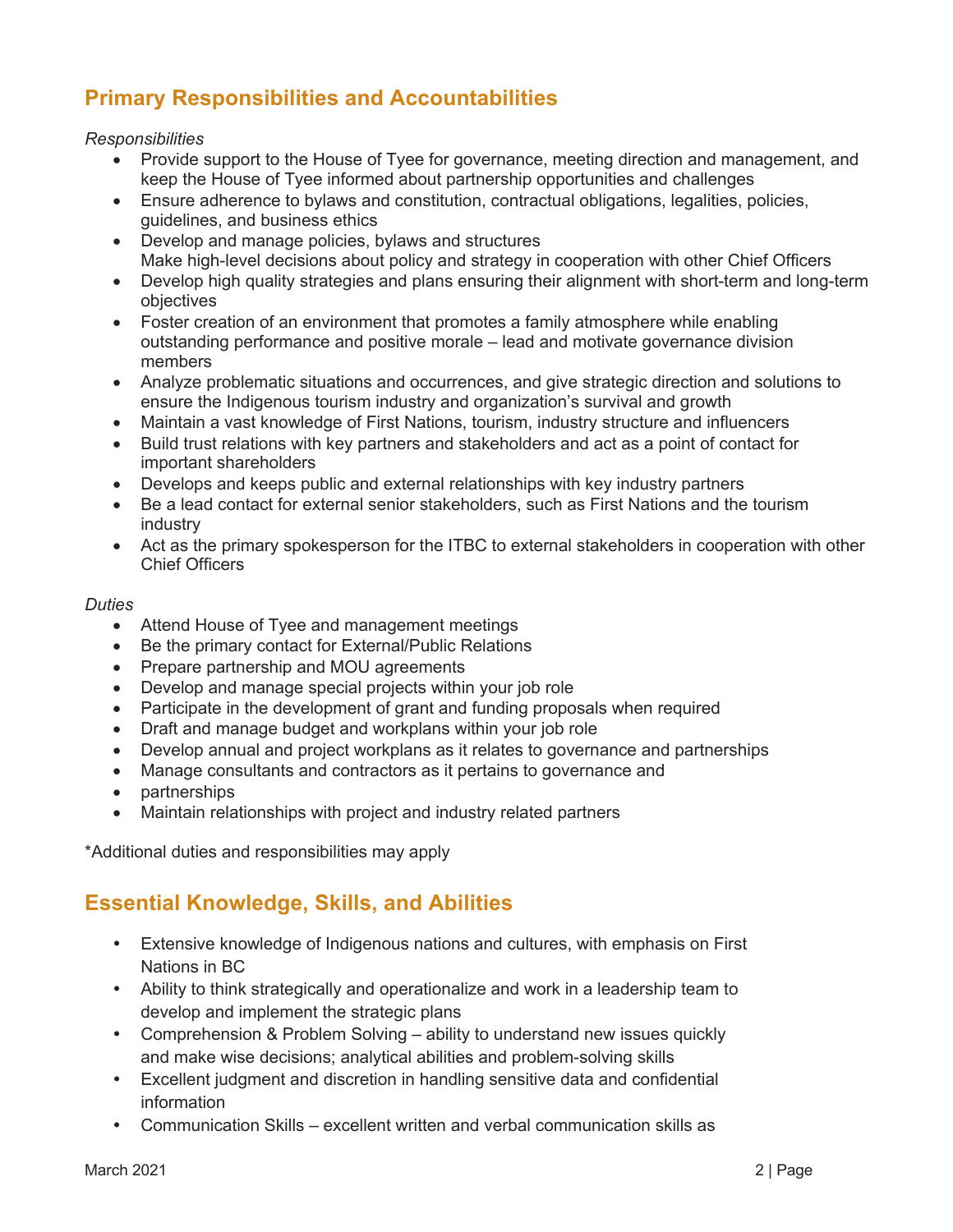## Primary Responsibilities and Accountabilities

*Responsibilities*

- Provide support to the House of Tyee for governance, meeting direction and management, and keep the House of Tyee informed about partnership opportunities and challenges
- Ensure adherence to bylaws and constitution, contractual obligations, legalities, policies, guidelines, and business ethics
- Develop and manage policies, bylaws and structures
  Make high-level decisions about policy and strategy in cooperation with other Chief Officers
- Develop high quality strategies and plans ensuring their alignment with short-term and long-term objectives
- Foster creation of an environment that promotes a family atmosphere while enabling outstanding performance and positive morale – lead and motivate governance division members
- Analyze problematic situations and occurrences, and give strategic direction and solutions to ensure the Indigenous tourism industry and organization's survival and growth
- Maintain a vast knowledge of First Nations, tourism, industry structure and influencers
- Build trust relations with key partners and stakeholders and act as a point of contact for important shareholders
- Develops and keeps public and external relationships with key industry partners
- Be a lead contact for external senior stakeholders, such as First Nations and the tourism industry
- Act as the primary spokesperson for the ITBC to external stakeholders in cooperation with other Chief Officers

*Duties*

- Attend House of Tyee and management meetings
- Be the primary contact for External/Public Relations
- Prepare partnership and MOU agreements
- Develop and manage special projects within your job role
- Participate in the development of grant and funding proposals when required
- Draft and manage budget and workplans within your job role
- Develop annual and project workplans as it relates to governance and partnerships
- Manage consultants and contractors as it pertains to governance and
- partnerships
- Maintain relationships with project and industry related partners

*Additional duties and responsibilities may apply

## Essential Knowledge, Skills, and Abilities

- Extensive knowledge of Indigenous nations and cultures, with emphasis on First Nations in BC
- Ability to think strategically and operationalize and work in a leadership team to develop and implement the strategic plans
- Comprehension & Problem Solving – ability to understand new issues quickly and make wise decisions; analytical abilities and problem-solving skills
- Excellent judgment and discretion in handling sensitive data and confidential information
- Communication Skills – excellent written and verbal communication skills as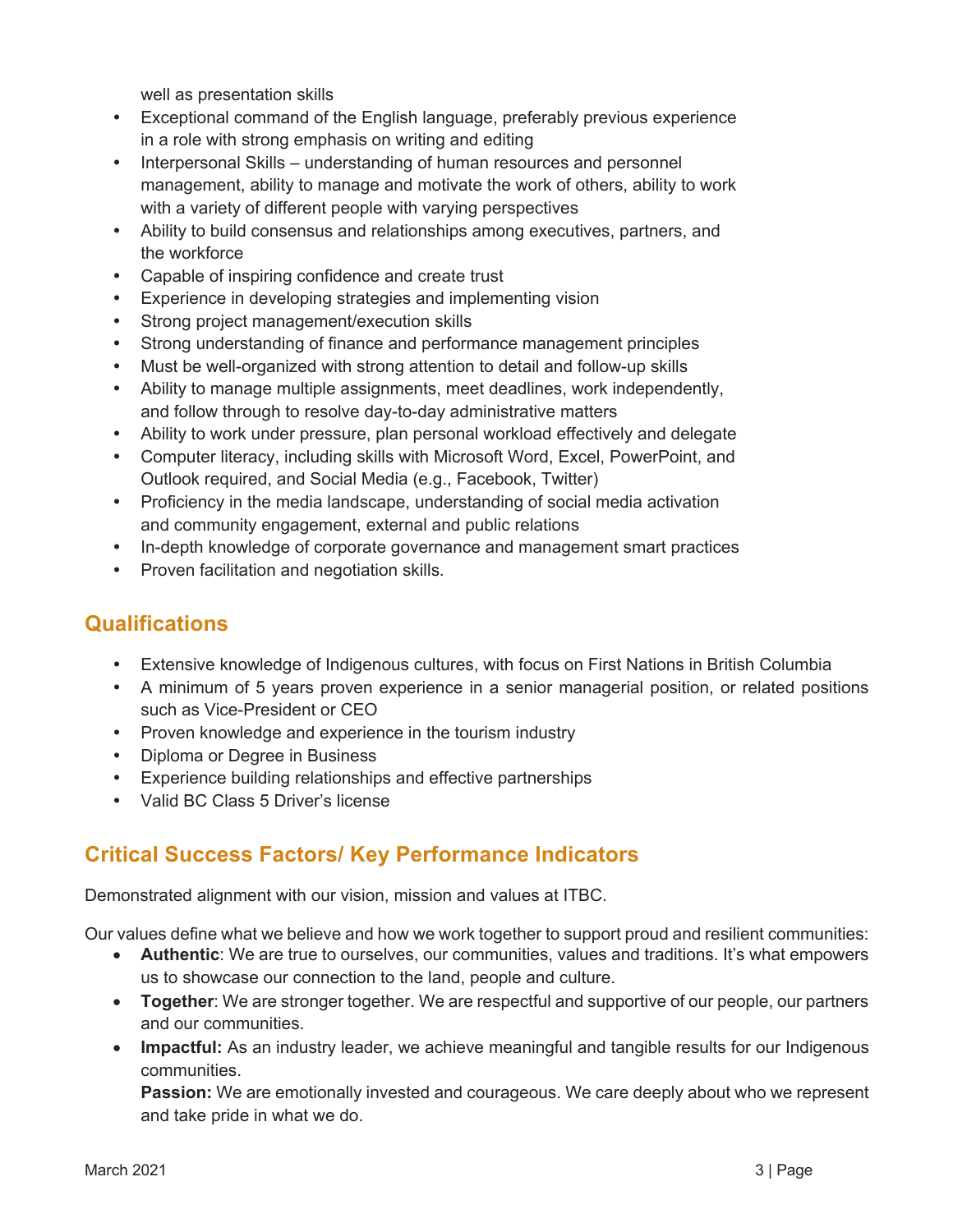well as presentation skills

- Exceptional command of the English language, preferably previous experience in a role with strong emphasis on writing and editing
- Interpersonal Skills – understanding of human resources and personnel management, ability to manage and motivate the work of others, ability to work with a variety of different people with varying perspectives
- Ability to build consensus and relationships among executives, partners, and the workforce
- Capable of inspiring confidence and create trust
- Experience in developing strategies and implementing vision
- Strong project management/execution skills
- Strong understanding of finance and performance management principles
- Must be well-organized with strong attention to detail and follow-up skills
- Ability to manage multiple assignments, meet deadlines, work independently, and follow through to resolve day-to-day administrative matters
- Ability to work under pressure, plan personal workload effectively and delegate
- Computer literacy, including skills with Microsoft Word, Excel, PowerPoint, and Outlook required, and Social Media (e.g., Facebook, Twitter)
- Proficiency in the media landscape, understanding of social media activation and community engagement, external and public relations
- In-depth knowledge of corporate governance and management smart practices
- Proven facilitation and negotiation skills.

## Qualifications

- Extensive knowledge of Indigenous cultures, with focus on First Nations in British Columbia
- A minimum of 5 years proven experience in a senior managerial position, or related positions such as Vice-President or CEO
- Proven knowledge and experience in the tourism industry
- Diploma or Degree in Business
- Experience building relationships and effective partnerships
- Valid BC Class 5 Driver's license

## Critical Success Factors/ Key Performance Indicators

Demonstrated alignment with our vision, mission and values at ITBC.

Our values define what we believe and how we work together to support proud and resilient communities:

- **Authentic**: We are true to ourselves, our communities, values and traditions. It's what empowers us to showcase our connection to the land, people and culture.
- **Together**: We are stronger together. We are respectful and supportive of our people, our partners and our communities.
- **Impactful:** As an industry leader, we achieve meaningful and tangible results for our Indigenous communities.

  **Passion:** We are emotionally invested and courageous. We care deeply about who we represent and take pride in what we do.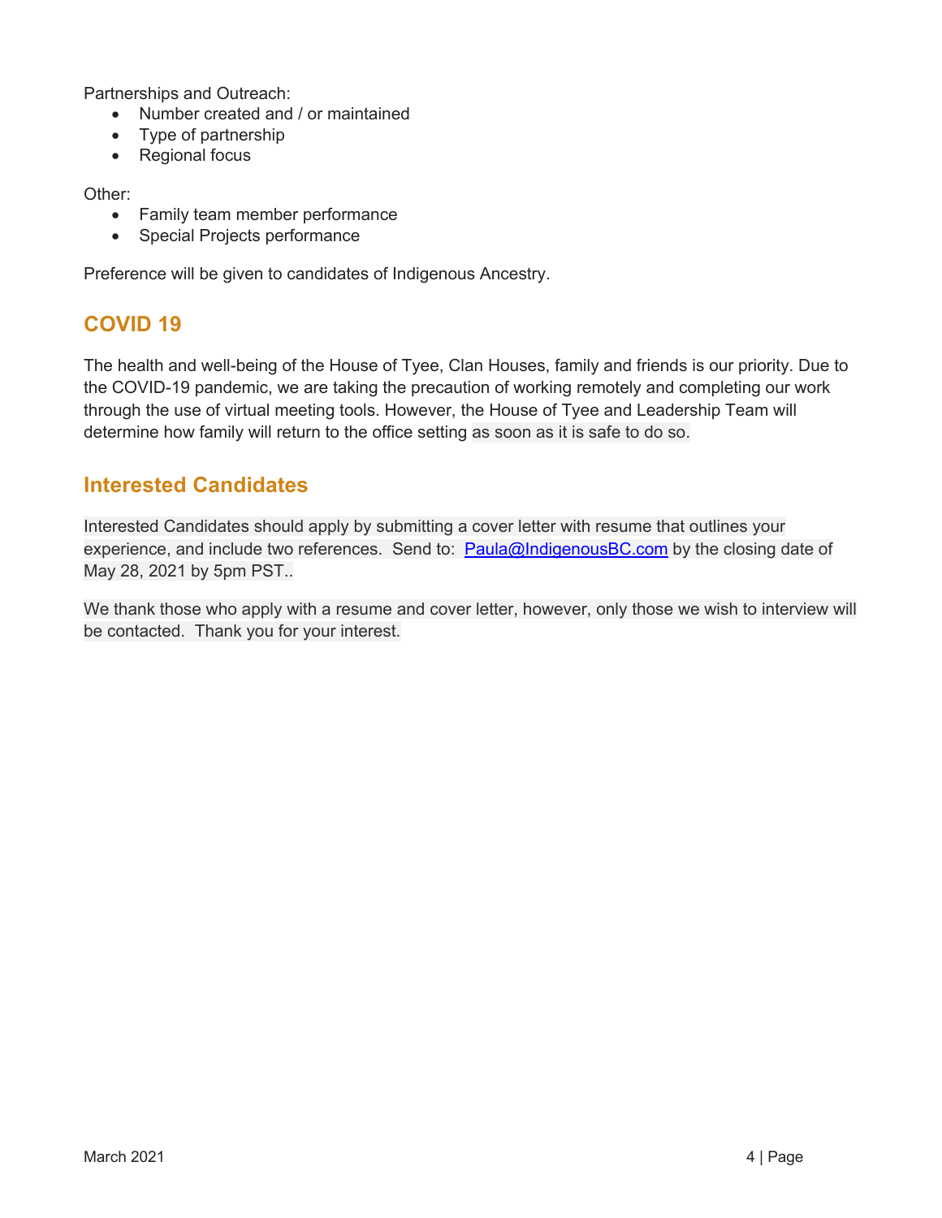Partnerships and Outreach:

- Number created and / or maintained
- Type of partnership
- Regional focus

Other:

- Family team member performance
- Special Projects performance

Preference will be given to candidates of Indigenous Ancestry.

## COVID 19

The health and well-being of the House of Tyee, Clan Houses, family and friends is our priority. Due to the COVID-19 pandemic, we are taking the precaution of working remotely and completing our work through the use of virtual meeting tools. However, the House of Tyee and Leadership Team will determine how family will return to the office setting as soon as it is safe to do so.

## Interested Candidates

Interested Candidates should apply by submitting a cover letter with resume that outlines your experience, and include two references. Send to: Paula@IndigenousBC.com by the closing date of May 28, 2021 by 5pm PST..

We thank those who apply with a resume and cover letter, however, only those we wish to interview will be contacted. Thank you for your interest.